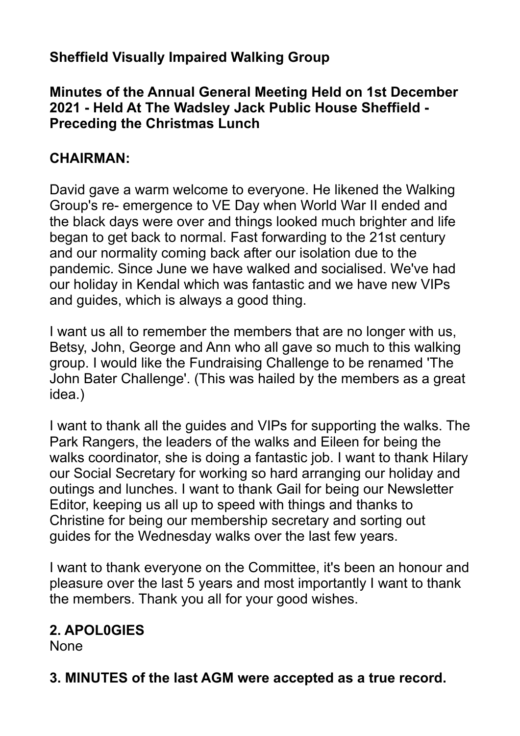**Sheffield Visually Impaired Walking Group**

**Minutes of the Annual General Meeting Held on 1st December 2021 - Held At The Wadsley Jack Public House Sheffield - Preceding the Christmas Lunch**

**CHAIRMAN:**

David gave a warm welcome to everyone. He likened the Walking Group's re- emergence to VE Day when World War II ended and the black days were over and things looked much brighter and life began to get back to normal. Fast forwarding to the 21st century and our normality coming back after our isolation due to the pandemic. Since June we have walked and socialised. We've had our holiday in Kendal which was fantastic and we have new VIPs and guides, which is always a good thing.

I want us all to remember the members that are no longer with us, Betsy, John, George and Ann who all gave so much to this walking group. I would like the Fundraising Challenge to be renamed 'The John Bater Challenge'. (This was hailed by the members as a great idea.)

I want to thank all the guides and VIPs for supporting the walks. The Park Rangers, the leaders of the walks and Eileen for being the walks coordinator, she is doing a fantastic job. I want to thank Hilary our Social Secretary for working so hard arranging our holiday and outings and lunches. I want to thank Gail for being our Newsletter Editor, keeping us all up to speed with things and thanks to Christine for being our membership secretary and sorting out guides for the Wednesday walks over the last few years.

I want to thank everyone on the Committee, it's been an honour and pleasure over the last 5 years and most importantly I want to thank the members. Thank you all for your good wishes.

**2. APOL0GIES**
None

**3. MINUTES of the last AGM were accepted as a true record.**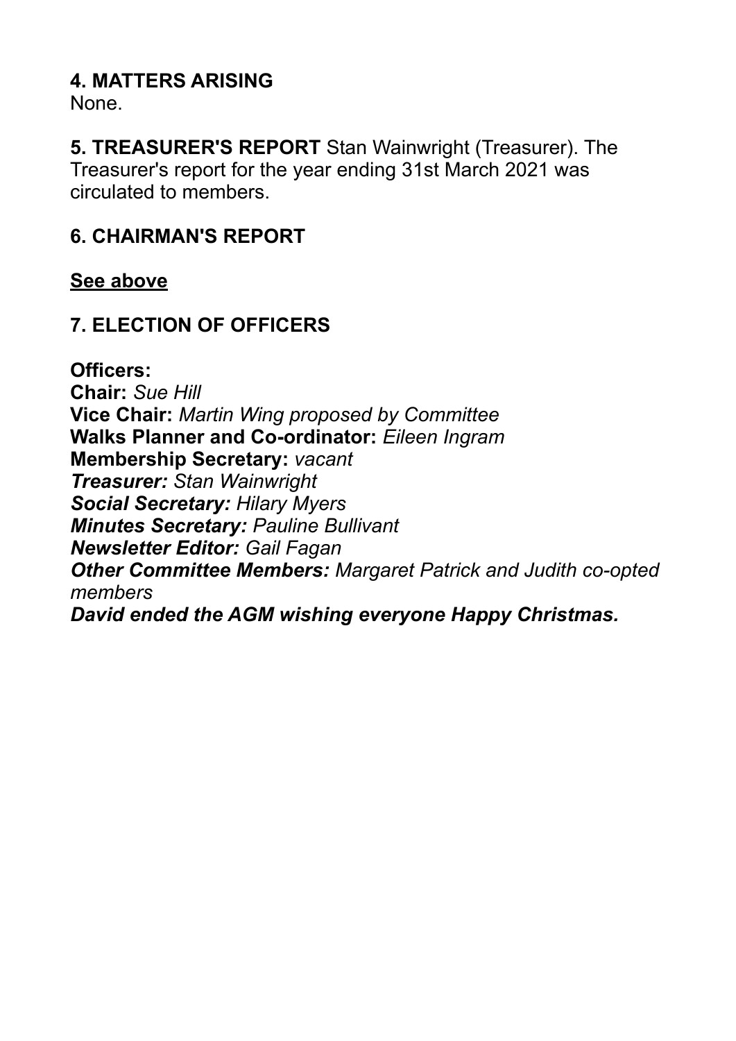## 4. MATTERS ARISING

None.

**5. TREASURER'S REPORT** Stan Wainwright (Treasurer). The Treasurer's report for the year ending 31st March 2021 was circulated to members.

## 6. CHAIRMAN'S REPORT

**See above**

## 7. ELECTION OF OFFICERS

**Officers:**
**Chair:** *Sue Hill*
**Vice Chair:** *Martin Wing proposed by Committee*
**Walks Planner and Co-ordinator:** *Eileen Ingram*
**Membership Secretary:** *vacant*
***Treasurer:*** *Stan Wainwright*
***Social Secretary:*** *Hilary Myers*
***Minutes Secretary:*** *Pauline Bullivant*
***Newsletter Editor:*** *Gail Fagan*
***Other Committee Members:*** *Margaret Patrick and Judith co-opted members*
***David ended the AGM wishing everyone Happy Christmas.***